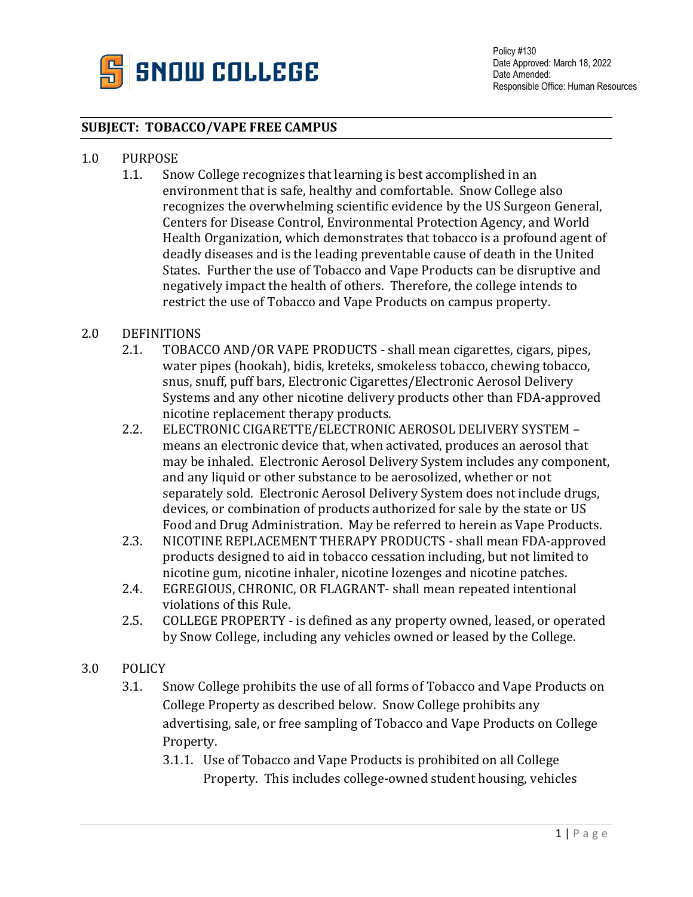SNOW COLLEGE

Policy #130
Date Approved: March 18, 2022
Date Amended:
Responsible Office: Human Resources

## SUBJECT: TOBACCO/VAPE FREE CAMPUS

1.0 PURPOSE

1.1. Snow College recognizes that learning is best accomplished in an environment that is safe, healthy and comfortable. Snow College also recognizes the overwhelming scientific evidence by the US Surgeon General, Centers for Disease Control, Environmental Protection Agency, and World Health Organization, which demonstrates that tobacco is a profound agent of deadly diseases and is the leading preventable cause of death in the United States. Further the use of Tobacco and Vape Products can be disruptive and negatively impact the health of others. Therefore, the college intends to restrict the use of Tobacco and Vape Products on campus property.

2.0 DEFINITIONS

2.1. TOBACCO AND/OR VAPE PRODUCTS - shall mean cigarettes, cigars, pipes, water pipes (hookah), bidis, kreteks, smokeless tobacco, chewing tobacco, snus, snuff, puff bars, Electronic Cigarettes/Electronic Aerosol Delivery Systems and any other nicotine delivery products other than FDA-approved nicotine replacement therapy products.

2.2. ELECTRONIC CIGARETTE/ELECTRONIC AEROSOL DELIVERY SYSTEM – means an electronic device that, when activated, produces an aerosol that may be inhaled. Electronic Aerosol Delivery System includes any component, and any liquid or other substance to be aerosolized, whether or not separately sold. Electronic Aerosol Delivery System does not include drugs, devices, or combination of products authorized for sale by the state or US Food and Drug Administration. May be referred to herein as Vape Products.

2.3. NICOTINE REPLACEMENT THERAPY PRODUCTS - shall mean FDA-approved products designed to aid in tobacco cessation including, but not limited to nicotine gum, nicotine inhaler, nicotine lozenges and nicotine patches.

2.4. EGREGIOUS, CHRONIC, OR FLAGRANT- shall mean repeated intentional violations of this Rule.

2.5. COLLEGE PROPERTY - is defined as any property owned, leased, or operated by Snow College, including any vehicles owned or leased by the College.

3.0 POLICY

3.1. Snow College prohibits the use of all forms of Tobacco and Vape Products on College Property as described below. Snow College prohibits any advertising, sale, or free sampling of Tobacco and Vape Products on College Property.

3.1.1. Use of Tobacco and Vape Products is prohibited on all College Property. This includes college-owned student housing, vehicles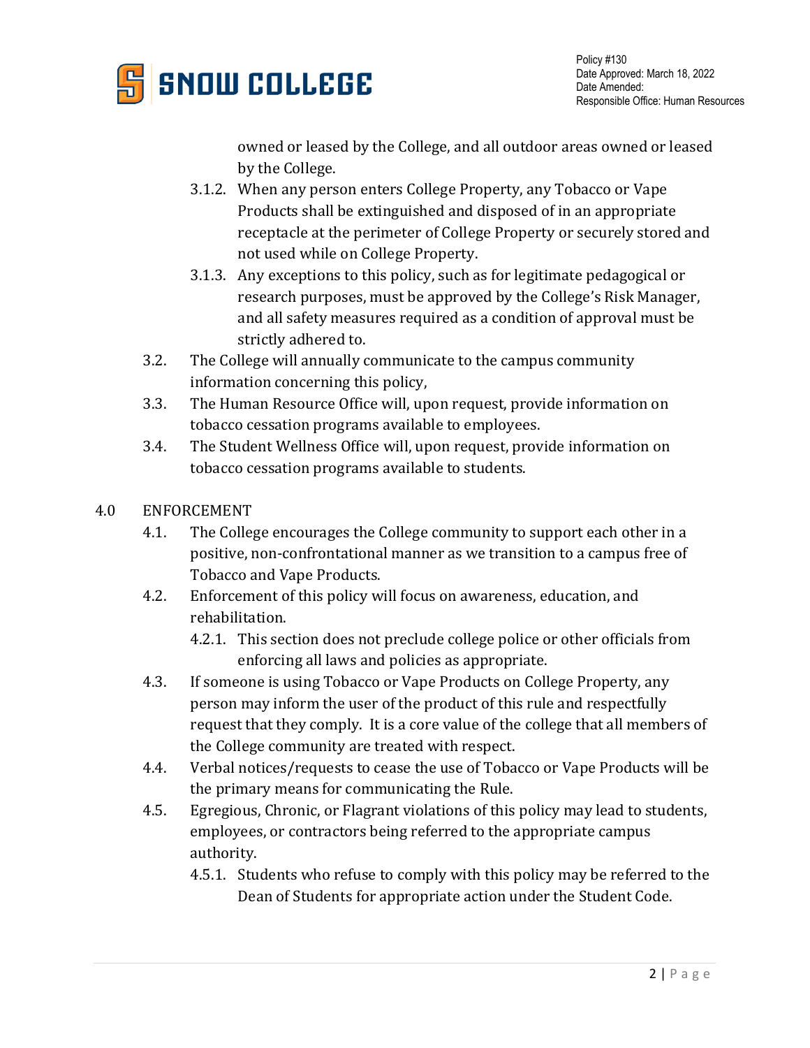owned or leased by the College, and all outdoor areas owned or leased by the College.

3.1.2. When any person enters College Property, any Tobacco or Vape Products shall be extinguished and disposed of in an appropriate receptacle at the perimeter of College Property or securely stored and not used while on College Property.

3.1.3. Any exceptions to this policy, such as for legitimate pedagogical or research purposes, must be approved by the College's Risk Manager, and all safety measures required as a condition of approval must be strictly adhered to.

3.2. The College will annually communicate to the campus community information concerning this policy,

3.3. The Human Resource Office will, upon request, provide information on tobacco cessation programs available to employees.

3.4. The Student Wellness Office will, upon request, provide information on tobacco cessation programs available to students.

## 4.0 ENFORCEMENT

4.1. The College encourages the College community to support each other in a positive, non-confrontational manner as we transition to a campus free of Tobacco and Vape Products.

4.2. Enforcement of this policy will focus on awareness, education, and rehabilitation.

4.2.1. This section does not preclude college police or other officials from enforcing all laws and policies as appropriate.

4.3. If someone is using Tobacco or Vape Products on College Property, any person may inform the user of the product of this rule and respectfully request that they comply. It is a core value of the college that all members of the College community are treated with respect.

4.4. Verbal notices/requests to cease the use of Tobacco or Vape Products will be the primary means for communicating the Rule.

4.5. Egregious, Chronic, or Flagrant violations of this policy may lead to students, employees, or contractors being referred to the appropriate campus authority.

4.5.1. Students who refuse to comply with this policy may be referred to the Dean of Students for appropriate action under the Student Code.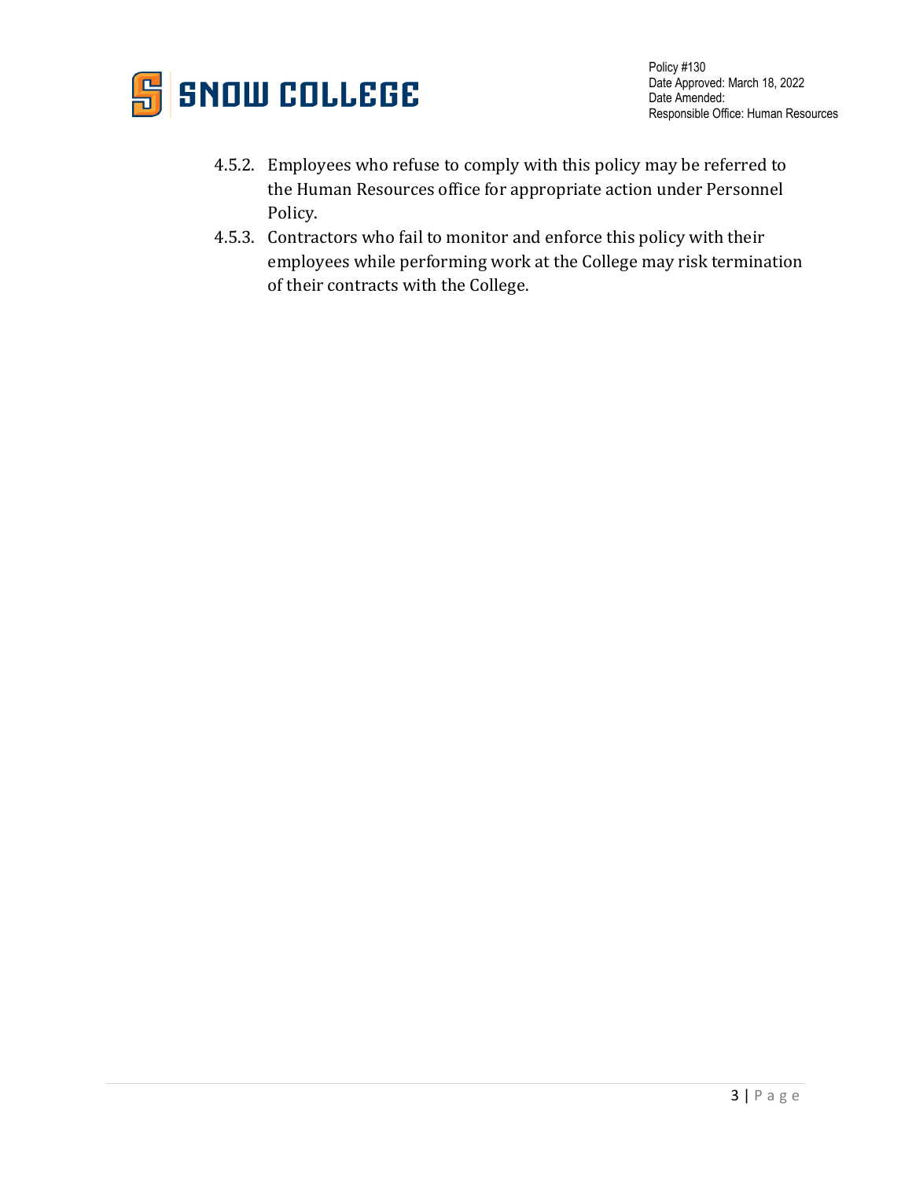4.5.2. Employees who refuse to comply with this policy may be referred to the Human Resources office for appropriate action under Personnel Policy.

4.5.3. Contractors who fail to monitor and enforce this policy with their employees while performing work at the College may risk termination of their contracts with the College.